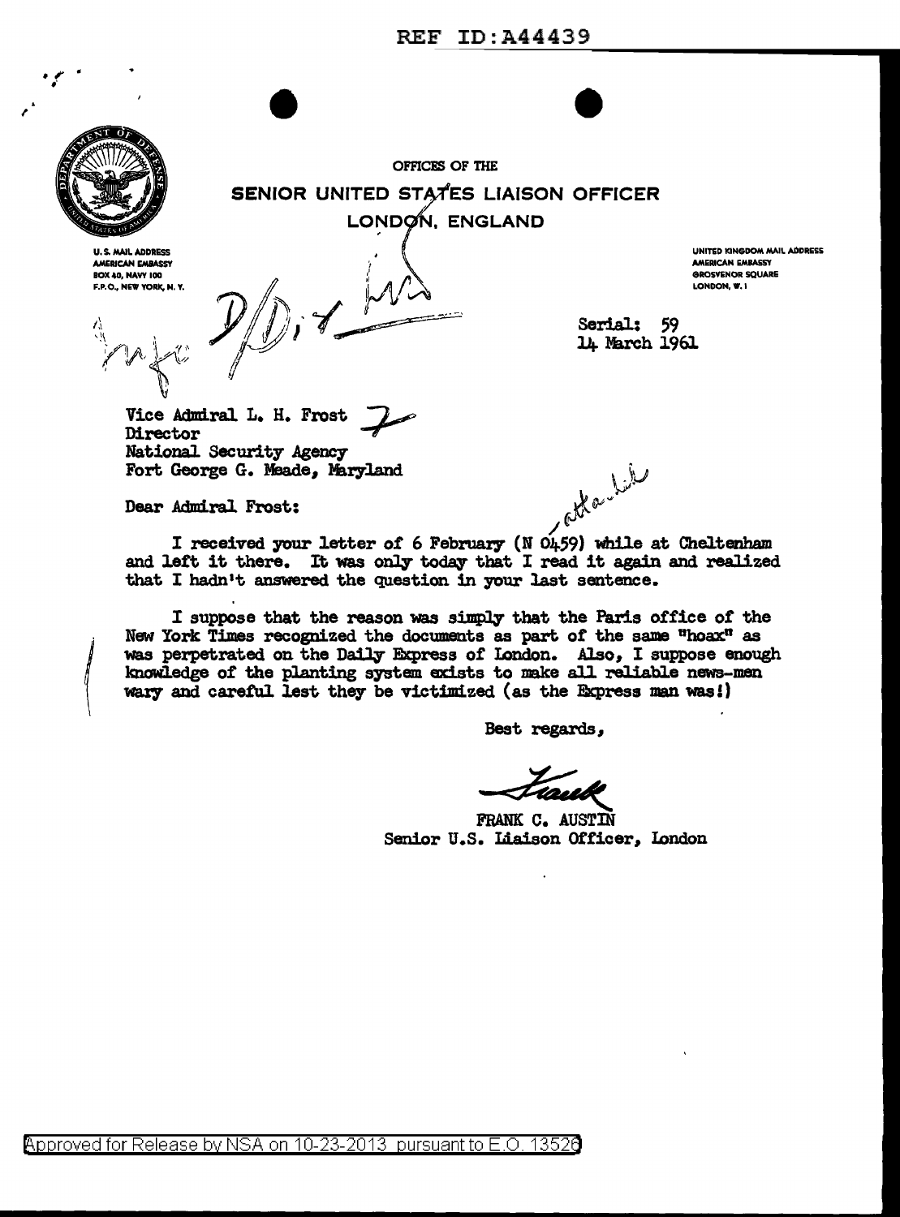REF ID:A44439

OFFICES OF THE

**SENIOR UNITED STATES LIAISON OFFICER**

**LONDON, ENGLAND**

U. S. MAIL ADDRESS
AMERICAN EMBASSY
BOX 40, NAVY 100
F.P.O., NEW YORK, N. Y.

UNITED KINGDOM MAIL ADDRESS
AMERICAN EMBASSY
GROSVENOR SQUARE
LONDON, W. 1

Info D/Dir

Serial: 59
14 March 1961

Vice Admiral L. H. Frost
Director
National Security Agency
Fort George G. Meade, Maryland

Dear Admiral Frost:

I received your letter of 6 February (N 0459) while at Cheltenham and left it there. It was only today that I read it again and realized that I hadn't answered the question in your last sentence.

I suppose that the reason was simply that the Paris office of the New York Times recognized the documents as part of the same "hoax" as was perpetrated on the Daily Express of London. Also, I suppose enough knowledge of the planting system exists to make all reliable news-men wary and careful lest they be victimized (as the Express man was!)

Best regards,

Frank

FRANK C. AUSTIN
Senior U.S. Liaison Officer, London

Approved for Release by NSA on 10-23-2013 pursuant to E.O. 13526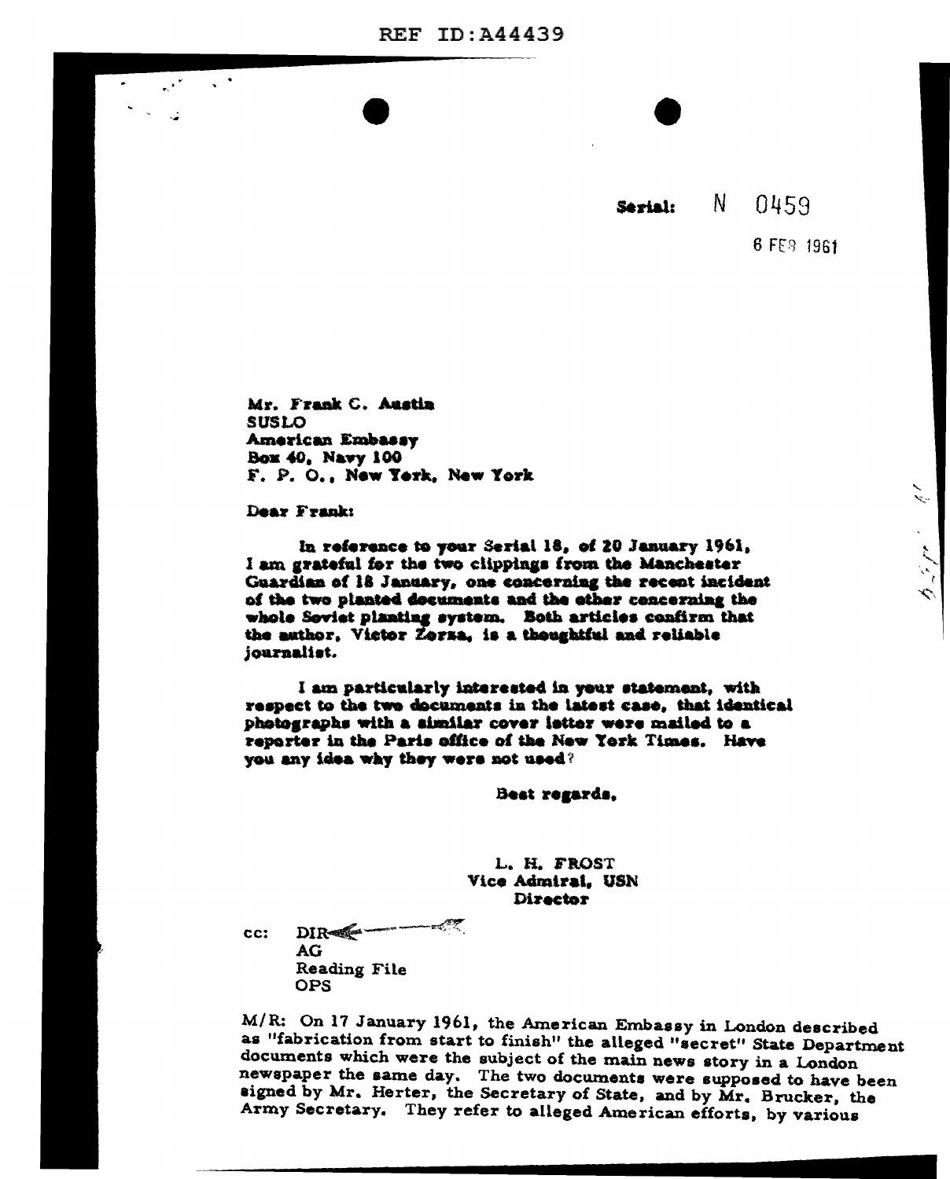REF ID:A44439

Serial: N 0459

6 FEB 1961

Mr. Frank C. Austin
SUSLO
American Embassy
Box 40, Navy 100
F. P. O., New York, New York

Dear Frank:

In reference to your Serial 18, of 20 January 1961, I am grateful for the two clippings from the Manchester Guardian of 18 January, one concerning the recent incident of the two planted documents and the other concerning the whole Soviet planting system. Both articles confirm that the author, Victor Zorza, is a thoughtful and reliable journalist.

I am particularly interested in your statement, with respect to the two documents in the latest case, that identical photographs with a similar cover letter were mailed to a reporter in the Paris office of the New York Times. Have you any idea why they were not used?

Best regards,

L. H. FROST
Vice Admiral, USN
Director

cc: DIR
AG
Reading File
OPS

M/R: On 17 January 1961, the American Embassy in London described as "fabrication from start to finish" the alleged "secret" State Department documents which were the subject of the main news story in a London newspaper the same day. The two documents were supposed to have been signed by Mr. Herter, the Secretary of State, and by Mr. Brucker, the Army Secretary. They refer to alleged American efforts, by various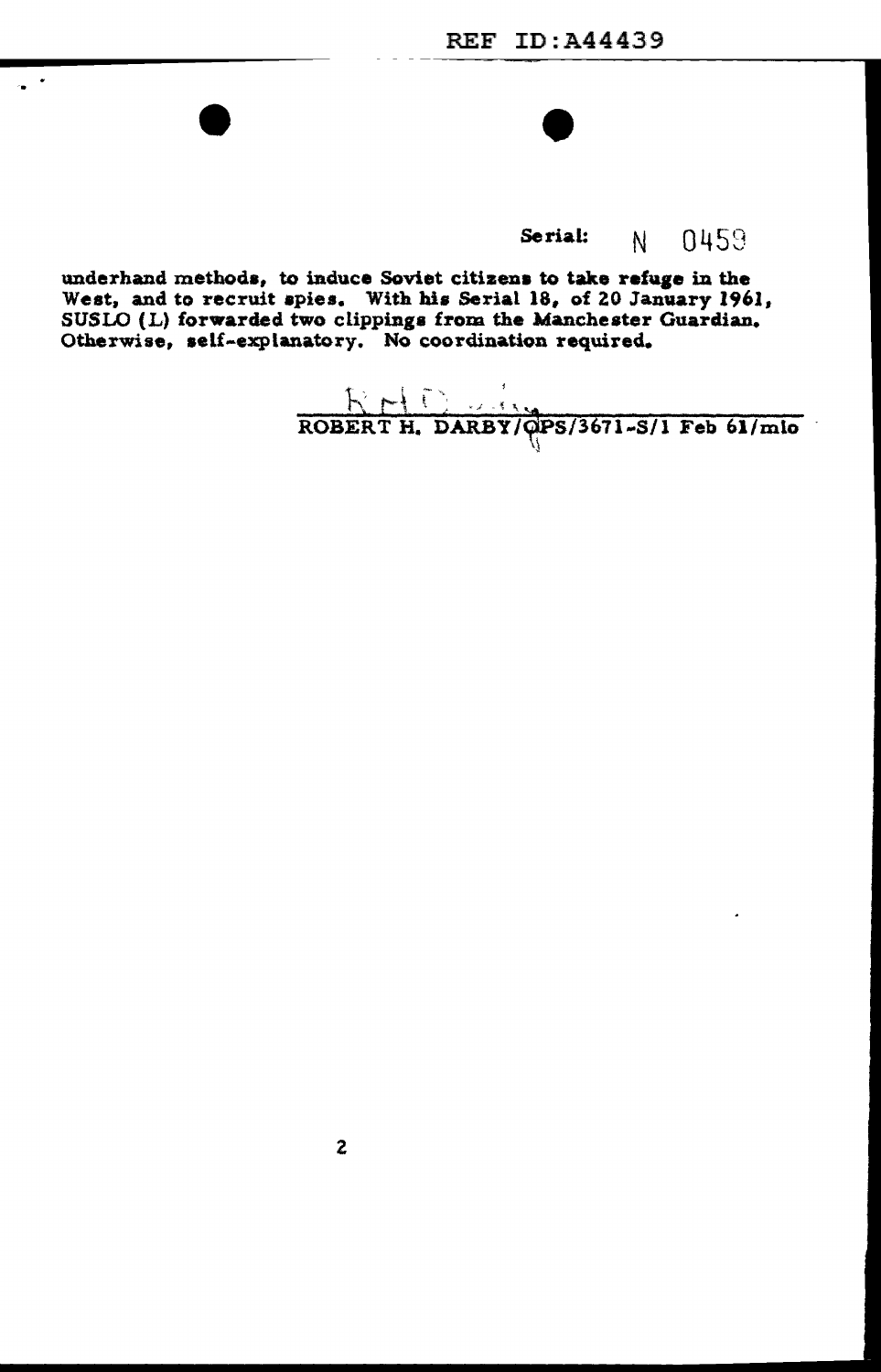Serial: N 0459

underhand methods, to induce Soviet citizens to take refuge in the West, and to recruit spies. With his Serial 18, of 20 January 1961, SUSLO (L) forwarded two clippings from the Manchester Guardian. Otherwise, self-explanatory. No coordination required.

ROBERT H. DARBY/OPS/3671-S/1 Feb 61/mlo